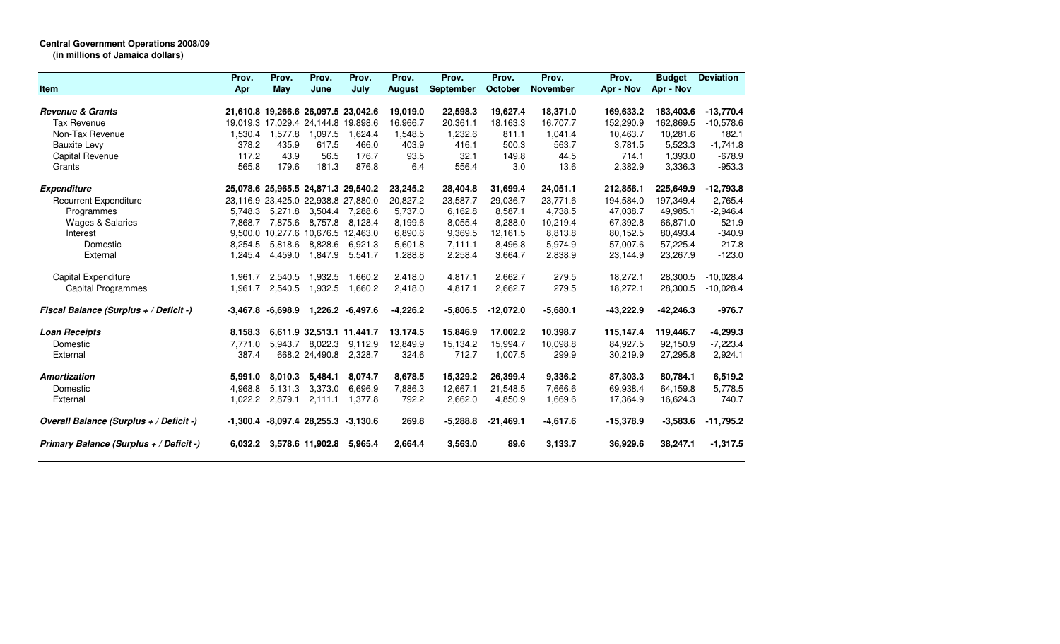**Central Government Operations 2008/09**
**(in millions of Jamaica dollars)**

| Item | Prov. Apr | Prov. May | Prov. June | Prov. July | Prov. August | Prov. September | Prov. October | Prov. November | Prov. Apr - Nov | Budget Apr - Nov | Deviation |
|---|---|---|---|---|---|---|---|---|---|---|---|
| ***Revenue & Grants*** | **21,610.8** | **19,266.6** | **26,097.5** | **23,042.6** | **19,019.0** | **22,598.3** | **19,627.4** | **18,371.0** | **169,633.2** | **183,403.6** | **-13,770.4** |
| Tax Revenue | 19,019.3 | 17,029.4 | 24,144.8 | 19,898.6 | 16,966.7 | 20,361.1 | 18,163.3 | 16,707.7 | 152,290.9 | 162,869.5 | -10,578.6 |
| Non-Tax Revenue | 1,530.4 | 1,577.8 | 1,097.5 | 1,624.4 | 1,548.5 | 1,232.6 | 811.1 | 1,041.4 | 10,463.7 | 10,281.6 | 182.1 |
| Bauxite Levy | 378.2 | 435.9 | 617.5 | 466.0 | 403.9 | 416.1 | 500.3 | 563.7 | 3,781.5 | 5,523.3 | -1,741.8 |
| Capital Revenue | 117.2 | 43.9 | 56.5 | 176.7 | 93.5 | 32.1 | 149.8 | 44.5 | 714.1 | 1,393.0 | -678.9 |
| Grants | 565.8 | 179.6 | 181.3 | 876.8 | 6.4 | 556.4 | 3.0 | 13.6 | 2,382.9 | 3,336.3 | -953.3 |
| ***Expenditure*** | **25,078.6** | **25,965.5** | **24,871.3** | **29,540.2** | **23,245.2** | **28,404.8** | **31,699.4** | **24,051.1** | **212,856.1** | **225,649.9** | **-12,793.8** |
| Recurrent Expenditure | 23,116.9 | 23,425.0 | 22,938.8 | 27,880.0 | 20,827.2 | 23,587.7 | 29,036.7 | 23,771.6 | 194,584.0 | 197,349.4 | -2,765.4 |
| Programmes | 5,748.3 | 5,271.8 | 3,504.4 | 7,288.6 | 5,737.0 | 6,162.8 | 8,587.1 | 4,738.5 | 47,038.7 | 49,985.1 | -2,946.4 |
| Wages & Salaries | 7,868.7 | 7,875.6 | 8,757.8 | 8,128.4 | 8,199.6 | 8,055.4 | 8,288.0 | 10,219.4 | 67,392.8 | 66,871.0 | 521.9 |
| Interest | 9,500.0 | 10,277.6 | 10,676.5 | 12,463.0 | 6,890.6 | 9,369.5 | 12,161.5 | 8,813.8 | 80,152.5 | 80,493.4 | -340.9 |
| Domestic | 8,254.5 | 5,818.6 | 8,828.6 | 6,921.3 | 5,601.8 | 7,111.1 | 8,496.8 | 5,974.9 | 57,007.6 | 57,225.4 | -217.8 |
| External | 1,245.4 | 4,459.0 | 1,847.9 | 5,541.7 | 1,288.8 | 2,258.4 | 3,664.7 | 2,838.9 | 23,144.9 | 23,267.9 | -123.0 |
| Capital Expenditure | 1,961.7 | 2,540.5 | 1,932.5 | 1,660.2 | 2,418.0 | 4,817.1 | 2,662.7 | 279.5 | 18,272.1 | 28,300.5 | -10,028.4 |
| Capital Programmes | 1,961.7 | 2,540.5 | 1,932.5 | 1,660.2 | 2,418.0 | 4,817.1 | 2,662.7 | 279.5 | 18,272.1 | 28,300.5 | -10,028.4 |
| ***Fiscal Balance (Surplus + / Deficit -)*** | **-3,467.8** | **-6,698.9** | **1,226.2** | **-6,497.6** | **-4,226.2** | **-5,806.5** | **-12,072.0** | **-5,680.1** | **-43,222.9** | **-42,246.3** | **-976.7** |
| ***Loan Receipts*** | **8,158.3** | **6,611.9** | **32,513.1** | **11,441.7** | **13,174.5** | **15,846.9** | **17,002.2** | **10,398.7** | **115,147.4** | **119,446.7** | **-4,299.3** |
| Domestic | 7,771.0 | 5,943.7 | 8,022.3 | 9,112.9 | 12,849.9 | 15,134.2 | 15,994.7 | 10,098.8 | 84,927.5 | 92,150.9 | -7,223.4 |
| External | 387.4 | 668.2 | 24,490.8 | 2,328.7 | 324.6 | 712.7 | 1,007.5 | 299.9 | 30,219.9 | 27,295.8 | 2,924.1 |
| ***Amortization*** | **5,991.0** | **8,010.3** | **5,484.1** | **8,074.7** | **8,678.5** | **15,329.2** | **26,399.4** | **9,336.2** | **87,303.3** | **80,784.1** | **6,519.2** |
| Domestic | 4,968.8 | 5,131.3 | 3,373.0 | 6,696.9 | 7,886.3 | 12,667.1 | 21,548.5 | 7,666.6 | 69,938.4 | 64,159.8 | 5,778.5 |
| External | 1,022.2 | 2,879.1 | 2,111.1 | 1,377.8 | 792.2 | 2,662.0 | 4,850.9 | 1,669.6 | 17,364.9 | 16,624.3 | 740.7 |
| ***Overall Balance (Surplus + / Deficit -)*** | **-1,300.4** | **-8,097.4** | **28,255.3** | **-3,130.6** | **269.8** | **-5,288.8** | **-21,469.1** | **-4,617.6** | **-15,378.9** | **-3,583.6** | **-11,795.2** |
| ***Primary Balance (Surplus + / Deficit -)*** | **6,032.2** | **3,578.6** | **11,902.8** | **5,965.4** | **2,664.4** | **3,563.0** | **89.6** | **3,133.7** | **36,929.6** | **38,247.1** | **-1,317.5** |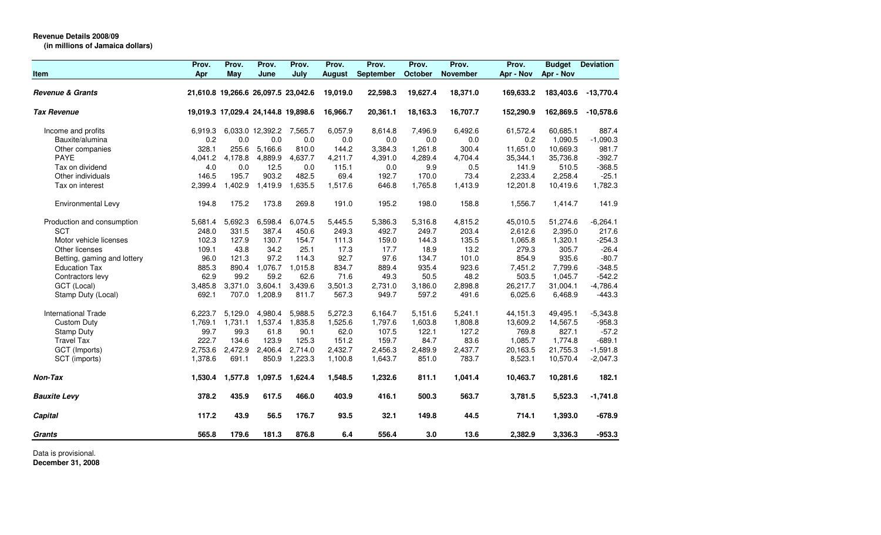**Revenue Details 2008/09**
**(in millions of Jamaica dollars)**

| Item | Prov. Apr | Prov. May | Prov. June | Prov. July | Prov. August | Prov. September | Prov. October | Prov. November | Prov. Apr - Nov | Budget Apr - Nov | Deviation |
|---|---|---|---|---|---|---|---|---|---|---|---|
| ***Revenue & Grants*** | **21,610.8** | **19,266.6** | **26,097.5** | **23,042.6** | **19,019.0** | **22,598.3** | **19,627.4** | **18,371.0** | **169,633.2** | **183,403.6** | **-13,770.4** |
| ***Tax Revenue*** | **19,019.3** | **17,029.4** | **24,144.8** | **19,898.6** | **16,966.7** | **20,361.1** | **18,163.3** | **16,707.7** | **152,290.9** | **162,869.5** | **-10,578.6** |
| Income and profits | 6,919.3 | 6,033.0 | 12,392.2 | 7,565.7 | 6,057.9 | 8,614.8 | 7,496.9 | 6,492.6 | 61,572.4 | 60,685.1 | 887.4 |
| Bauxite/alumina | 0.2 | 0.0 | 0.0 | 0.0 | 0.0 | 0.0 | 0.0 | 0.0 | 0.2 | 1,090.5 | -1,090.3 |
| Other companies | 328.1 | 255.6 | 5,166.6 | 810.0 | 144.2 | 3,384.3 | 1,261.8 | 300.4 | 11,651.0 | 10,669.3 | 981.7 |
| PAYE | 4,041.2 | 4,178.8 | 4,889.9 | 4,637.7 | 4,211.7 | 4,391.0 | 4,289.4 | 4,704.4 | 35,344.1 | 35,736.8 | -392.7 |
| Tax on dividend | 4.0 | 0.0 | 12.5 | 0.0 | 115.1 | 0.0 | 9.9 | 0.5 | 141.9 | 510.5 | -368.5 |
| Other individuals | 146.5 | 195.7 | 903.2 | 482.5 | 69.4 | 192.7 | 170.0 | 73.4 | 2,233.4 | 2,258.4 | -25.1 |
| Tax on interest | 2,399.4 | 1,402.9 | 1,419.9 | 1,635.5 | 1,517.6 | 646.8 | 1,765.8 | 1,413.9 | 12,201.8 | 10,419.6 | 1,782.3 |
| Environmental Levy | 194.8 | 175.2 | 173.8 | 269.8 | 191.0 | 195.2 | 198.0 | 158.8 | 1,556.7 | 1,414.7 | 141.9 |
| Production and consumption | 5,681.4 | 5,692.3 | 6,598.4 | 6,074.5 | 5,445.5 | 5,386.3 | 5,316.8 | 4,815.2 | 45,010.5 | 51,274.6 | -6,264.1 |
| SCT | 248.0 | 331.5 | 387.4 | 450.6 | 249.3 | 492.7 | 249.7 | 203.4 | 2,612.6 | 2,395.0 | 217.6 |
| Motor vehicle licenses | 102.3 | 127.9 | 130.7 | 154.7 | 111.3 | 159.0 | 144.3 | 135.5 | 1,065.8 | 1,320.1 | -254.3 |
| Other licenses | 109.1 | 43.8 | 34.2 | 25.1 | 17.3 | 17.7 | 18.9 | 13.2 | 279.3 | 305.7 | -26.4 |
| Betting, gaming and lottery | 96.0 | 121.3 | 97.2 | 114.3 | 92.7 | 97.6 | 134.7 | 101.0 | 854.9 | 935.6 | -80.7 |
| Education Tax | 885.3 | 890.4 | 1,076.7 | 1,015.8 | 834.7 | 889.4 | 935.4 | 923.6 | 7,451.2 | 7,799.6 | -348.5 |
| Contractors levy | 62.9 | 99.2 | 59.2 | 62.6 | 71.6 | 49.3 | 50.5 | 48.2 | 503.5 | 1,045.7 | -542.2 |
| GCT (Local) | 3,485.8 | 3,371.0 | 3,604.1 | 3,439.6 | 3,501.3 | 2,731.0 | 3,186.0 | 2,898.8 | 26,217.7 | 31,004.1 | -4,786.4 |
| Stamp Duty (Local) | 692.1 | 707.0 | 1,208.9 | 811.7 | 567.3 | 949.7 | 597.2 | 491.6 | 6,025.6 | 6,468.9 | -443.3 |
| International Trade | 6,223.7 | 5,129.0 | 4,980.4 | 5,988.5 | 5,272.3 | 6,164.7 | 5,151.6 | 5,241.1 | 44,151.3 | 49,495.1 | -5,343.8 |
| Custom Duty | 1,769.1 | 1,731.1 | 1,537.4 | 1,835.8 | 1,525.6 | 1,797.6 | 1,603.8 | 1,808.8 | 13,609.2 | 14,567.5 | -958.3 |
| Stamp Duty | 99.7 | 99.3 | 61.8 | 90.1 | 62.0 | 107.5 | 122.1 | 127.2 | 769.8 | 827.1 | -57.2 |
| Travel Tax | 222.7 | 134.6 | 123.9 | 125.3 | 151.2 | 159.7 | 84.7 | 83.6 | 1,085.7 | 1,774.8 | -689.1 |
| GCT (Imports) | 2,753.6 | 2,472.9 | 2,406.4 | 2,714.0 | 2,432.7 | 2,456.3 | 2,489.9 | 2,437.7 | 20,163.5 | 21,755.3 | -1,591.8 |
| SCT (imports) | 1,378.6 | 691.1 | 850.9 | 1,223.3 | 1,100.8 | 1,643.7 | 851.0 | 783.7 | 8,523.1 | 10,570.4 | -2,047.3 |
| ***Non-Tax*** | **1,530.4** | **1,577.8** | **1,097.5** | **1,624.4** | **1,548.5** | **1,232.6** | **811.1** | **1,041.4** | **10,463.7** | **10,281.6** | **182.1** |
| ***Bauxite Levy*** | **378.2** | **435.9** | **617.5** | **466.0** | **403.9** | **416.1** | **500.3** | **563.7** | **3,781.5** | **5,523.3** | **-1,741.8** |
| ***Capital*** | **117.2** | **43.9** | **56.5** | **176.7** | **93.5** | **32.1** | **149.8** | **44.5** | **714.1** | **1,393.0** | **-678.9** |
| ***Grants*** | **565.8** | **179.6** | **181.3** | **876.8** | **6.4** | **556.4** | **3.0** | **13.6** | **2,382.9** | **3,336.3** | **-953.3** |

Data is provisional.
**December 31, 2008**